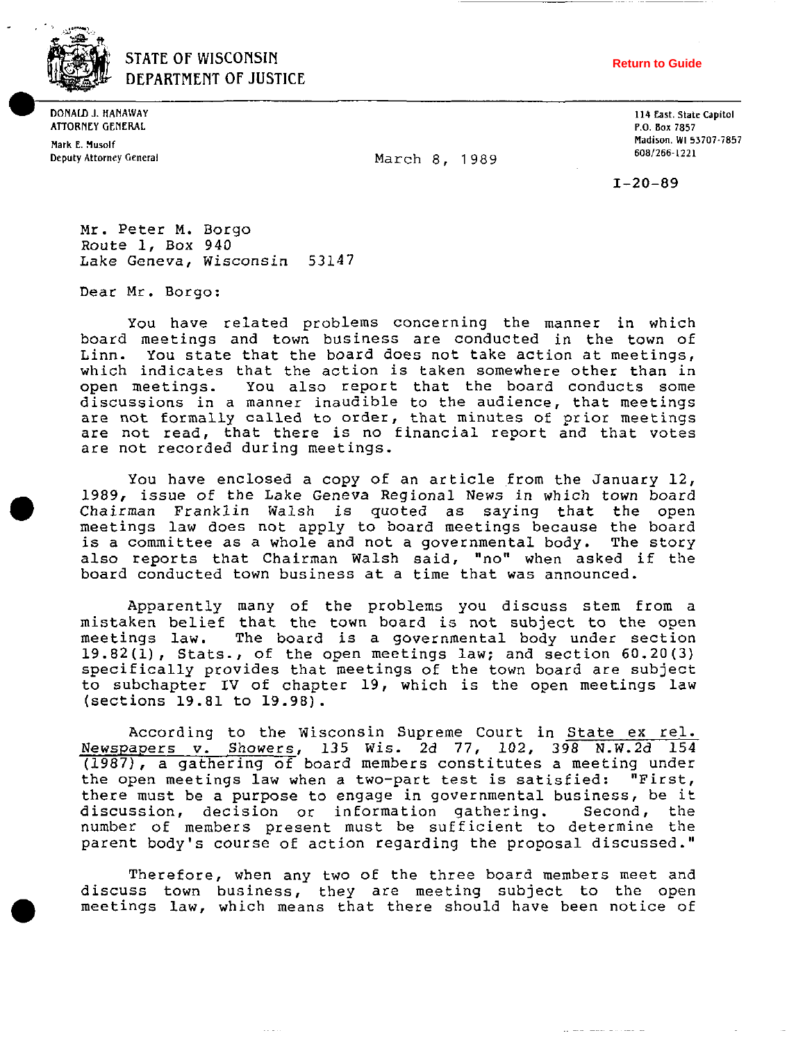STATE OF WISCONSIN
DEPARTMENT OF JUSTICE

Return to Guide

DONALD J. HANAWAY
ATTORNEY GENERAL

Mark E. Musolf
Deputy Attorney General

114 East. State Capitol
P.O. Box 7857
Madison, WI 53707-7857
608/266-1221

March 8, 1989

I-20-89

Mr. Peter M. Borgo
Route 1, Box 940
Lake Geneva, Wisconsin 53147

Dear Mr. Borgo:

You have related problems concerning the manner in which board meetings and town business are conducted in the town of Linn. You state that the board does not take action at meetings, which indicates that the action is taken somewhere other than in open meetings. You also report that the board conducts some discussions in a manner inaudible to the audience, that meetings are not formally called to order, that minutes of prior meetings are not read, that there is no financial report and that votes are not recorded during meetings.

You have enclosed a copy of an article from the January 12, 1989, issue of the Lake Geneva Regional News in which town board Chairman Franklin Walsh is quoted as saying that the open meetings law does not apply to board meetings because the board is a committee as a whole and not a governmental body. The story also reports that Chairman Walsh said, "no" when asked if the board conducted town business at a time that was announced.

Apparently many of the problems you discuss stem from a mistaken belief that the town board is not subject to the open meetings law. The board is a governmental body under section 19.82(1), Stats., of the open meetings law; and section 60.20(3) specifically provides that meetings of the town board are subject to subchapter IV of chapter 19, which is the open meetings law (sections 19.81 to 19.98).

According to the Wisconsin Supreme Court in State ex rel. Newspapers v. Showers, 135 Wis. 2d 77, 102, 398 N.W.2d 154 (1987), a gathering of board members constitutes a meeting under the open meetings law when a two-part test is satisfied: "First, there must be a purpose to engage in governmental business, be it discussion, decision or information gathering. Second, the number of members present must be sufficient to determine the parent body's course of action regarding the proposal discussed."

Therefore, when any two of the three board members meet and discuss town business, they are meeting subject to the open meetings law, which means that there should have been notice of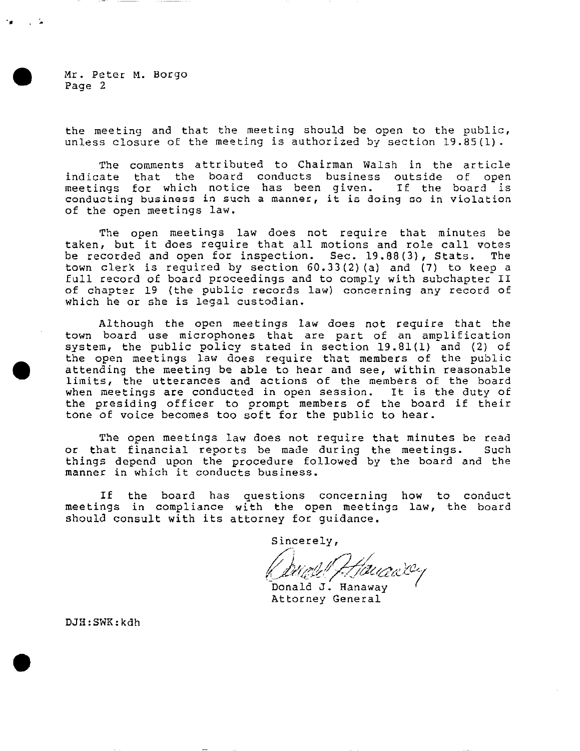Mr. Peter M. Borgo
Page 2

the meeting and that the meeting should be open to the public, unless closure of the meeting is authorized by section 19.85(1).

The comments attributed to Chairman Walsh in the article indicate that the board conducts business outside of open meetings for which notice has been given. If the board is conducting business in such a manner, it is doing so in violation of the open meetings law.

The open meetings law does not require that minutes be taken, but it does require that all motions and role call votes be recorded and open for inspection. Sec. 19.88(3), Stats. The town clerk is required by section 60.33(2)(a) and (7) to keep a full record of board proceedings and to comply with subchapter II of chapter 19 (the public records law) concerning any record of which he or she is legal custodian.

Although the open meetings law does not require that the town board use microphones that are part of an amplification system, the public policy stated in section 19.81(1) and (2) of the open meetings law does require that members of the public attending the meeting be able to hear and see, within reasonable limits, the utterances and actions of the members of the board when meetings are conducted in open session. It is the duty of the presiding officer to prompt members of the board if their tone of voice becomes too soft for the public to hear.

The open meetings law does not require that minutes be read or that financial reports be made during the meetings. Such things depend upon the procedure followed by the board and the manner in which it conducts business.

If the board has questions concerning how to conduct meetings in compliance with the open meetings law, the board should consult with its attorney for guidance.

Sincerely,

Donald J. Hanaway
Attorney General

DJH:SWK:kdh